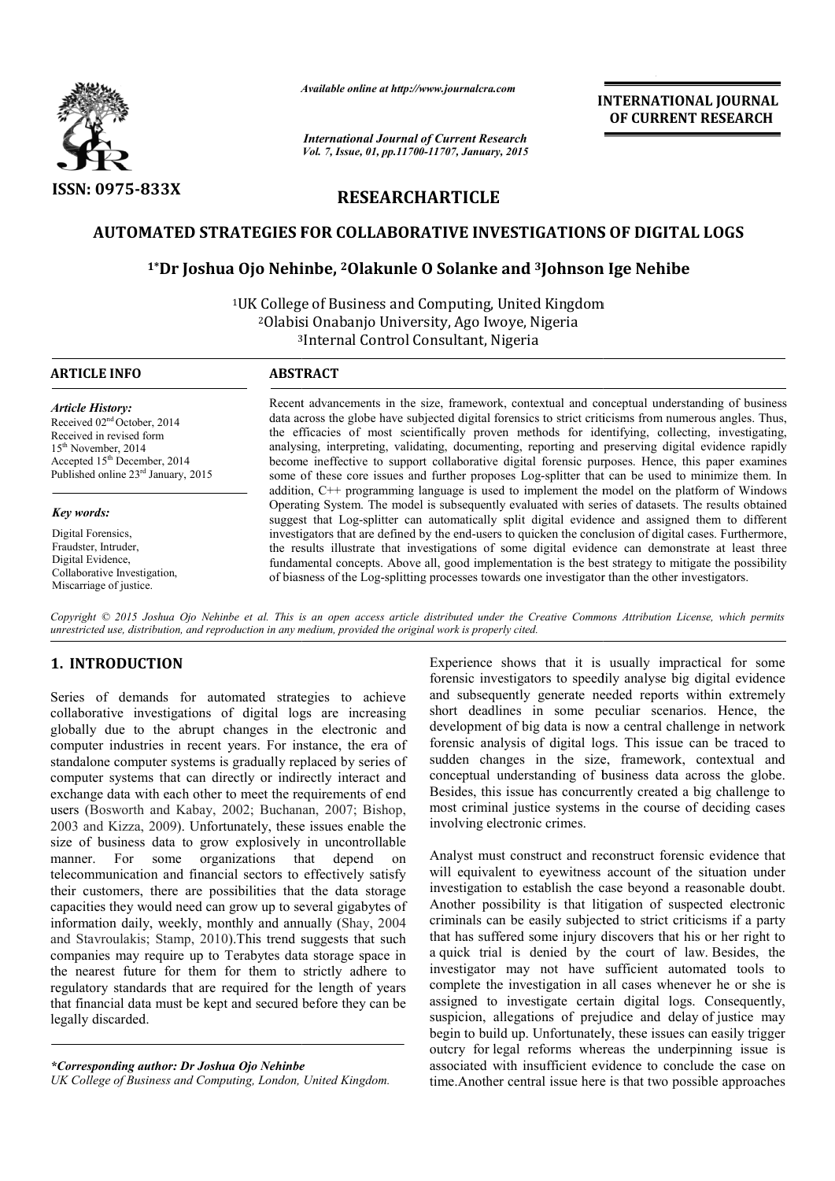*Available online at http://www.journalcra.com*

*International Journal of Current Research*

**INTERNATIONAL JOURNAL OF CURRENT RESEARCH**

ISSN: 0975-833X

# RESEARCHARTICLE

# AUTOMATED STRATEGIES FOR COLLABORATIVE INVESTIGATIONS OF DIGITAL LOGS

**[1*]Dr Joshua Ojo Nehinbe, [2]Olakunle O Solanke and [3]Johnson Ige Nehibe**

[1]UK College of Business and Computing, United Kingdom
[2]Olabisi Onabanjo University, Ago Iwoye, Nigeria
[3]Internal Control Consultant, Nigeria

## ARTICLE INFO

*Article History:*

Received 02[nd] October, 2014
Received in revised form 15[th] November, 2014
Accepted 15[th] December, 2014
Published online 23[rd] January, 2015

*Key words:*

Digital Forensics,
Fraudster, Intruder,
Digital Evidence,
Collaborative Investigation,
Miscarriage of justice.

## ABSTRACT

Recent advancements in the size, framework, contextual and conceptual understanding of business data across the globe have subjected digital forensics to strict criticisms from numerous angles. Thus, the efficacies of most scientifically proven methods for identifying, collecting, investigating, analysing, interpreting, validating, documenting, reporting and preserving digital evidence rapidly become ineffective to support collaborative digital forensic purposes. Hence, this paper examines some of these core issues and further proposes Log-splitter that can be used to minimize them. In addition, C++ programming language is used to implement the model on the platform of Windows Operating System. The model is subsequently evaluated with series of datasets. The results obtained suggest that Log-splitter can automatically split digital evidence and assigned them to different investigators that are defined by the end-users to quicken the conclusion of digital cases. Furthermore, the results illustrate that investigations of some digital evidence can demonstrate at least three fundamental concepts. Above all, good implementation is the best strategy to mitigate the possibility of biasness of the Log-splitting processes towards one investigator than the other investigators.

*Copyright © 2015 Joshua Ojo Nehinbe et al. This is an open access article distributed under the Creative Commons Attribution License, which permits unrestricted use, distribution, and reproduction in any medium, provided the original work is properly cited.*

## 1. INTRODUCTION

Series of demands for automated strategies to achieve collaborative investigations of digital logs are increasing globally due to the abrupt changes in the electronic and computer industries in recent years. For instance, the era of standalone computer systems is gradually replaced by series of computer systems that can directly or indirectly interact and exchange data with each other to meet the requirements of end users (Bosworth and Kabay, 2002; Buchanan, 2007; Bishop, 2003 and Kizza, 2009). Unfortunately, these issues enable the size of business data to grow explosively in uncontrollable manner. For some organizations that depend on telecommunication and financial sectors to effectively satisfy their customers, there are possibilities that the data storage capacities they would need can grow up to several gigabytes of information daily, weekly, monthly and annually (Shay, 2004 and Stavroulakis; Stamp, 2010).This trend suggests that such companies may require up to Terabytes data storage space in the nearest future for them to strictly adhere to regulatory standards that are required for the length of years that financial data must be kept and secured before they can be legally discarded.

Experience shows that it is usually impractical for some forensic investigators to speedily analyse big digital evidence and subsequently generate needed reports within extremely short deadlines in some peculiar scenarios. Hence, the development of big data is now a central challenge in network forensic analysis of digital logs. This issue can be traced to sudden changes in the size, framework, contextual and conceptual understanding of business data across the globe. Besides, this issue has concurrently created a big challenge to most criminal justice systems in the course of deciding cases involving electronic crimes.

Analyst must construct and reconstruct forensic evidence that will equivalent to eyewitness account of the situation under investigation to establish the case beyond a reasonable doubt. Another possibility is that litigation of suspected electronic criminals can be easily subjected to strict criticisms if a party that has suffered some injury discovers that his or her right to a quick trial is denied by the court of law. Besides, the investigator may not have sufficient automated tools to complete the investigation in all cases whenever he or she is assigned to investigate certain digital logs. Consequently, suspicion, allegations of prejudice and delay of justice may begin to build up. Unfortunately, these issues can easily trigger outcry for legal reforms whereas the underpinning issue is associated with insufficient evidence to conclude the case on time.Another central issue here is that two possible approaches

*\*Corresponding author: Dr Joshua Ojo Nehinbe*
*UK College of Business and Computing, London, United Kingdom.*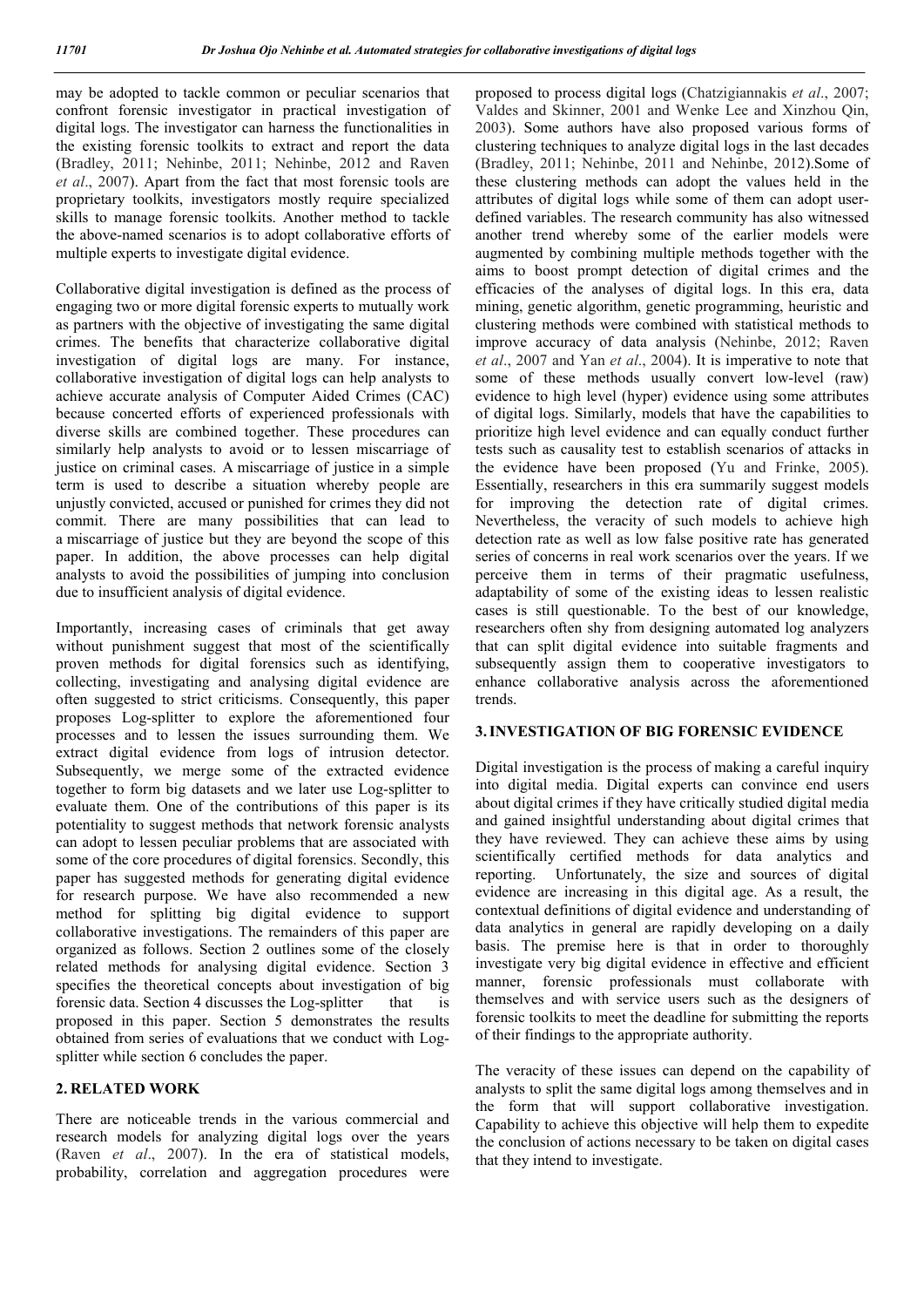may be adopted to tackle common or peculiar scenarios that confront forensic investigator in practical investigation of digital logs. The investigator can harness the functionalities in the existing forensic toolkits to extract and report the data (Bradley, 2011; Nehinbe, 2011; Nehinbe, 2012 and Raven *et al*., 2007). Apart from the fact that most forensic tools are proprietary toolkits, investigators mostly require specialized skills to manage forensic toolkits. Another method to tackle the above-named scenarios is to adopt collaborative efforts of multiple experts to investigate digital evidence.

Collaborative digital investigation is defined as the process of engaging two or more digital forensic experts to mutually work as partners with the objective of investigating the same digital crimes. The benefits that characterize collaborative digital investigation of digital logs are many. For instance, collaborative investigation of digital logs can help analysts to achieve accurate analysis of Computer Aided Crimes (CAC) because concerted efforts of experienced professionals with diverse skills are combined together. These procedures can similarly help analysts to avoid or to lessen miscarriage of justice on criminal cases. A miscarriage of justice in a simple term is used to describe a situation whereby people are unjustly convicted, accused or punished for crimes they did not commit. There are many possibilities that can lead to a miscarriage of justice but they are beyond the scope of this paper. In addition, the above processes can help digital analysts to avoid the possibilities of jumping into conclusion due to insufficient analysis of digital evidence.

Importantly, increasing cases of criminals that get away without punishment suggest that most of the scientifically proven methods for digital forensics such as identifying, collecting, investigating and analysing digital evidence are often suggested to strict criticisms. Consequently, this paper proposes Log-splitter to explore the aforementioned four processes and to lessen the issues surrounding them. We extract digital evidence from logs of intrusion detector. Subsequently, we merge some of the extracted evidence together to form big datasets and we later use Log-splitter to evaluate them. One of the contributions of this paper is its potentiality to suggest methods that network forensic analysts can adopt to lessen peculiar problems that are associated with some of the core procedures of digital forensics. Secondly, this paper has suggested methods for generating digital evidence for research purpose. We have also recommended a new method for splitting big digital evidence to support collaborative investigations. The remainders of this paper are organized as follows. Section 2 outlines some of the closely related methods for analysing digital evidence. Section 3 specifies the theoretical concepts about investigation of big forensic data. Section 4 discusses the Log-splitter that is proposed in this paper. Section 5 demonstrates the results obtained from series of evaluations that we conduct with Log-splitter while section 6 concludes the paper.

## 2. RELATED WORK

There are noticeable trends in the various commercial and research models for analyzing digital logs over the years (Raven *et al*., 2007). In the era of statistical models, probability, correlation and aggregation procedures were proposed to process digital logs (Chatzigiannakis *et al*., 2007; Valdes and Skinner, 2001 and Wenke Lee and Xinzhou Qin, 2003). Some authors have also proposed various forms of clustering techniques to analyze digital logs in the last decades (Bradley, 2011; Nehinbe, 2011 and Nehinbe, 2012).Some of these clustering methods can adopt the values held in the attributes of digital logs while some of them can adopt user-defined variables. The research community has also witnessed another trend whereby some of the earlier models were augmented by combining multiple methods together with the aims to boost prompt detection of digital crimes and the efficacies of the analyses of digital logs. In this era, data mining, genetic algorithm, genetic programming, heuristic and clustering methods were combined with statistical methods to improve accuracy of data analysis (Nehinbe, 2012; Raven *et al*., 2007 and Yan *et al*., 2004). It is imperative to note that some of these methods usually convert low-level (raw) evidence to high level (hyper) evidence using some attributes of digital logs. Similarly, models that have the capabilities to prioritize high level evidence and can equally conduct further tests such as causality test to establish scenarios of attacks in the evidence have been proposed (Yu and Frinke, 2005). Essentially, researchers in this era summarily suggest models for improving the detection rate of digital crimes. Nevertheless, the veracity of such models to achieve high detection rate as well as low false positive rate has generated series of concerns in real work scenarios over the years. If we perceive them in terms of their pragmatic usefulness, adaptability of some of the existing ideas to lessen realistic cases is still questionable. To the best of our knowledge, researchers often shy from designing automated log analyzers that can split digital evidence into suitable fragments and subsequently assign them to cooperative investigators to enhance collaborative analysis across the aforementioned trends.

## 3. INVESTIGATION OF BIG FORENSIC EVIDENCE

Digital investigation is the process of making a careful inquiry into digital media. Digital experts can convince end users about digital crimes if they have critically studied digital media and gained insightful understanding about digital crimes that they have reviewed. They can achieve these aims by using scientifically certified methods for data analytics and reporting. Unfortunately, the size and sources of digital evidence are increasing in this digital age. As a result, the contextual definitions of digital evidence and understanding of data analytics in general are rapidly developing on a daily basis. The premise here is that in order to thoroughly investigate very big digital evidence in effective and efficient manner, forensic professionals must collaborate with themselves and with service users such as the designers of forensic toolkits to meet the deadline for submitting the reports of their findings to the appropriate authority.

The veracity of these issues can depend on the capability of analysts to split the same digital logs among themselves and in the form that will support collaborative investigation. Capability to achieve this objective will help them to expedite the conclusion of actions necessary to be taken on digital cases that they intend to investigate.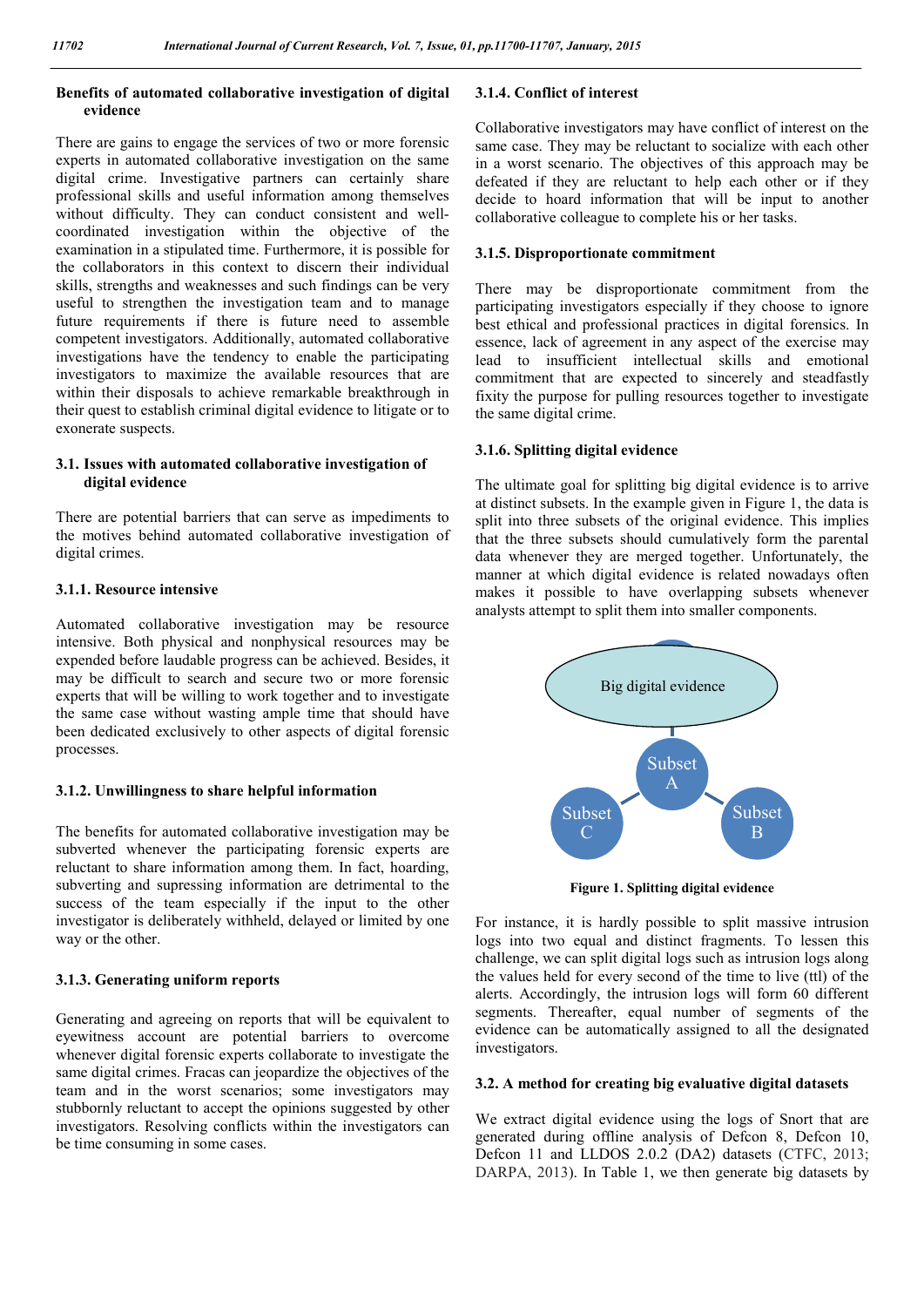### Benefits of automated collaborative investigation of digital evidence

There are gains to engage the services of two or more forensic experts in automated collaborative investigation on the same digital crime. Investigative partners can certainly share professional skills and useful information among themselves without difficulty. They can conduct consistent and well-coordinated investigation within the objective of the examination in a stipulated time. Furthermore, it is possible for the collaborators in this context to discern their individual skills, strengths and weaknesses and such findings can be very useful to strengthen the investigation team and to manage future requirements if there is future need to assemble competent investigators. Additionally, automated collaborative investigations have the tendency to enable the participating investigators to maximize the available resources that are within their disposals to achieve remarkable breakthrough in their quest to establish criminal digital evidence to litigate or to exonerate suspects.

### 3.1. Issues with automated collaborative investigation of digital evidence

There are potential barriers that can serve as impediments to the motives behind automated collaborative investigation of digital crimes.

#### 3.1.1. Resource intensive

Automated collaborative investigation may be resource intensive. Both physical and nonphysical resources may be expended before laudable progress can be achieved. Besides, it may be difficult to search and secure two or more forensic experts that will be willing to work together and to investigate the same case without wasting ample time that should have been dedicated exclusively to other aspects of digital forensic processes.

#### 3.1.2. Unwillingness to share helpful information

The benefits for automated collaborative investigation may be subverted whenever the participating forensic experts are reluctant to share information among them. In fact, hoarding, subverting and supressing information are detrimental to the success of the team especially if the input to the other investigator is deliberately withheld, delayed or limited by one way or the other.

#### 3.1.3. Generating uniform reports

Generating and agreeing on reports that will be equivalent to eyewitness account are potential barriers to overcome whenever digital forensic experts collaborate to investigate the same digital crimes. Fracas can jeopardize the objectives of the team and in the worst scenarios; some investigators may stubbornly reluctant to accept the opinions suggested by other investigators. Resolving conflicts within the investigators can be time consuming in some cases.

#### 3.1.4. Conflict of interest

Collaborative investigators may have conflict of interest on the same case. They may be reluctant to socialize with each other in a worst scenario. The objectives of this approach may be defeated if they are reluctant to help each other or if they decide to hoard information that will be input to another collaborative colleague to complete his or her tasks.

#### 3.1.5. Disproportionate commitment

There may be disproportionate commitment from the participating investigators especially if they choose to ignore best ethical and professional practices in digital forensics. In essence, lack of agreement in any aspect of the exercise may lead to insufficient intellectual skills and emotional commitment that are expected to sincerely and steadfastly fixity the purpose for pulling resources together to investigate the same digital crime.

#### 3.1.6. Splitting digital evidence

The ultimate goal for splitting big digital evidence is to arrive at distinct subsets. In the example given in Figure 1, the data is split into three subsets of the original evidence. This implies that the three subsets should cumulatively form the parental data whenever they are merged together. Unfortunately, the manner at which digital evidence is related nowadays often makes it possible to have overlapping subsets whenever analysts attempt to split them into smaller components.

Big digital evidence

Subset A

Subset B

Subset C

**Figure 1. Splitting digital evidence**

For instance, it is hardly possible to split massive intrusion logs into two equal and distinct fragments. To lessen this challenge, we can split digital logs such as intrusion logs along the values held for every second of the time to live (ttl) of the alerts. Accordingly, the intrusion logs will form 60 different segments. Thereafter, equal number of segments of the evidence can be automatically assigned to all the designated investigators.

### 3.2. A method for creating big evaluative digital datasets

We extract digital evidence using the logs of Snort that are generated during offline analysis of Defcon 8, Defcon 10, Defcon 11 and LLDOS 2.0.2 (DA2) datasets (CTFC, 2013; DARPA, 2013). In Table 1, we then generate big datasets by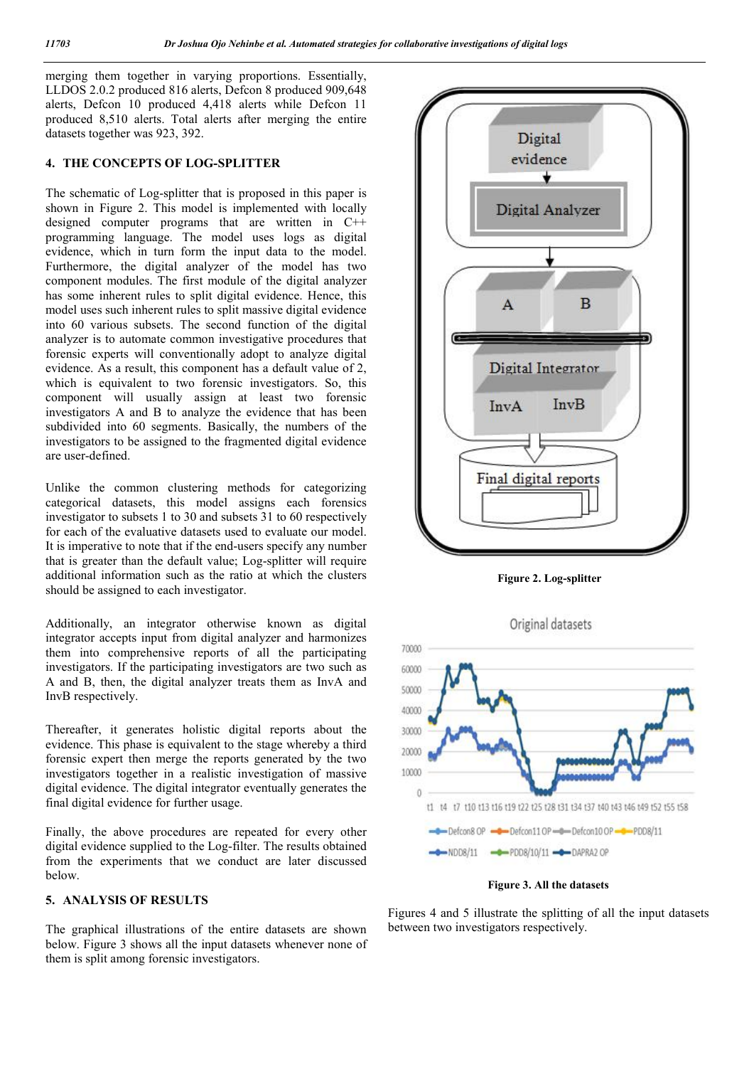merging them together in varying proportions. Essentially, LLDOS 2.0.2 produced 816 alerts, Defcon 8 produced 909,648 alerts, Defcon 10 produced 4,418 alerts while Defcon 11 produced 8,510 alerts. Total alerts after merging the entire datasets together was 923, 392.

## 4. THE CONCEPTS OF LOG-SPLITTER

The schematic of Log-splitter that is proposed in this paper is shown in Figure 2. This model is implemented with locally designed computer programs that are written in C++ programming language. The model uses logs as digital evidence, which in turn form the input data to the model. Furthermore, the digital analyzer of the model has two component modules. The first module of the digital analyzer has some inherent rules to split digital evidence. Hence, this model uses such inherent rules to split massive digital evidence into 60 various subsets. The second function of the digital analyzer is to automate common investigative procedures that forensic experts will conventionally adopt to analyze digital evidence. As a result, this component has a default value of 2, which is equivalent to two forensic investigators. So, this component will usually assign at least two forensic investigators A and B to analyze the evidence that has been subdivided into 60 segments. Basically, the numbers of the investigators to be assigned to the fragmented digital evidence are user-defined.

Unlike the common clustering methods for categorizing categorical datasets, this model assigns each forensics investigator to subsets 1 to 30 and subsets 31 to 60 respectively for each of the evaluative datasets used to evaluate our model. It is imperative to note that if the end-users specify any number that is greater than the default value; Log-splitter will require additional information such as the ratio at which the clusters should be assigned to each investigator.

Additionally, an integrator otherwise known as digital integrator accepts input from digital analyzer and harmonizes them into comprehensive reports of all the participating investigators. If the participating investigators are two such as A and B, then, the digital analyzer treats them as InvA and InvB respectively.

Thereafter, it generates holistic digital reports about the evidence. This phase is equivalent to the stage whereby a third forensic expert then merge the reports generated by the two investigators together in a realistic investigation of massive digital evidence. The digital integrator eventually generates the final digital evidence for further usage.

Finally, the above procedures are repeated for every other digital evidence supplied to the Log-filter. The results obtained from the experiments that we conduct are later discussed below.

## 5. ANALYSIS OF RESULTS

The graphical illustrations of the entire datasets are shown below. Figure 3 shows all the input datasets whenever none of them is split among forensic investigators.

**Figure 2. Log-splitter**

**Figure 3. All the datasets**

Figures 4 and 5 illustrate the splitting of all the input datasets between two investigators respectively.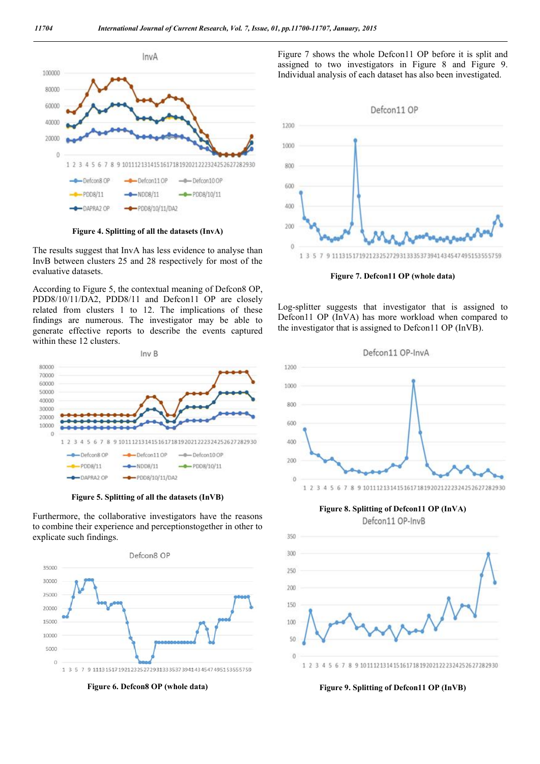Figure 4. Splitting of all the datasets (InvA)

The results suggest that InvA has less evidence to analyse than InvB between clusters 25 and 28 respectively for most of the evaluative datasets.

According to Figure 5, the contextual meaning of Defcon8 OP, PDD8/10/11/DA2, PDD8/11 and Defcon11 OP are closely related from clusters 1 to 12. The implications of these findings are numerous. The investigator may be able to generate effective reports to describe the events captured within these 12 clusters.

Figure 5. Splitting of all the datasets (InVB)

Furthermore, the collaborative investigators have the reasons to combine their experience and perceptionstogether in other to explicate such findings.

Figure 6. Defcon8 OP (whole data)

Figure 7 shows the whole Defcon11 OP before it is split and assigned to two investigators in Figure 8 and Figure 9. Individual analysis of each dataset has also been investigated.

Figure 7. Defcon11 OP (whole data)

Log-splitter suggests that investigator that is assigned to Defcon11 OP (InVA) has more workload when compared to the investigator that is assigned to Defcon11 OP (InVB).

Figure 8. Splitting of Defcon11 OP (InVA)

Figure 9. Splitting of Defcon11 OP (InVB)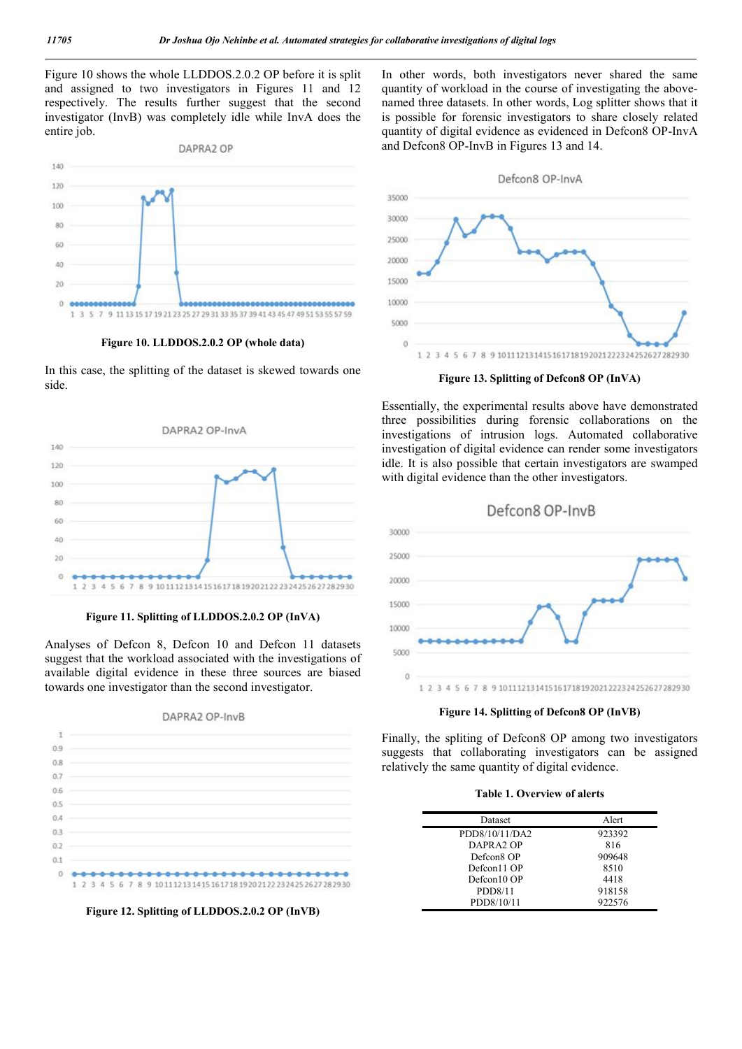Figure 10 shows the whole LLDDOS.2.0.2 OP before it is split and assigned to two investigators in Figures 11 and 12 respectively. The results further suggest that the second investigator (InvB) was completely idle while InvA does the entire job.

**Figure 10. LLDDOS.2.0.2 OP (whole data)**

In this case, the splitting of the dataset is skewed towards one side.

**Figure 11. Splitting of LLDDOS.2.0.2 OP (InvA)**

Analyses of Defcon 8, Defcon 10 and Defcon 11 datasets suggest that the workload associated with the investigations of available digital evidence in these three sources are biased towards one investigator than the second investigator.

**Figure 12. Splitting of LLDDOS.2.0.2 OP (InvB)**

In other words, both investigators never shared the same quantity of workload in the course of investigating the above-named three datasets. In other words, Log splitter shows that it is possible for forensic investigators to share closely related quantity of digital evidence as evidenced in Defcon8 OP-InvA and Defcon8 OP-InvB in Figures 13 and 14.

**Figure 13. Splitting of Defcon8 OP (InVA)**

Essentially, the experimental results above have demonstrated three possibilities during forensic collaborations on the investigations of intrusion logs. Automated collaborative investigation of digital evidence can render some investigators idle. It is also possible that certain investigators are swamped with digital evidence than the other investigators.

**Figure 14. Splitting of Defcon8 OP (InVB)**

Finally, the spliting of Defcon8 OP among two investigators suggests that collaborating investigators can be assigned relatively the same quantity of digital evidence.

**Table 1. Overview of alerts**

| Dataset | Alert |
|---|---|
| PDD8/10/11/DA2 | 923392 |
| DAPRA2 OP | 816 |
| Defcon8 OP | 909648 |
| Defcon11 OP | 8510 |
| Defcon10 OP | 4418 |
| PDD8/11 | 918158 |
| PDD8/10/11 | 922576 |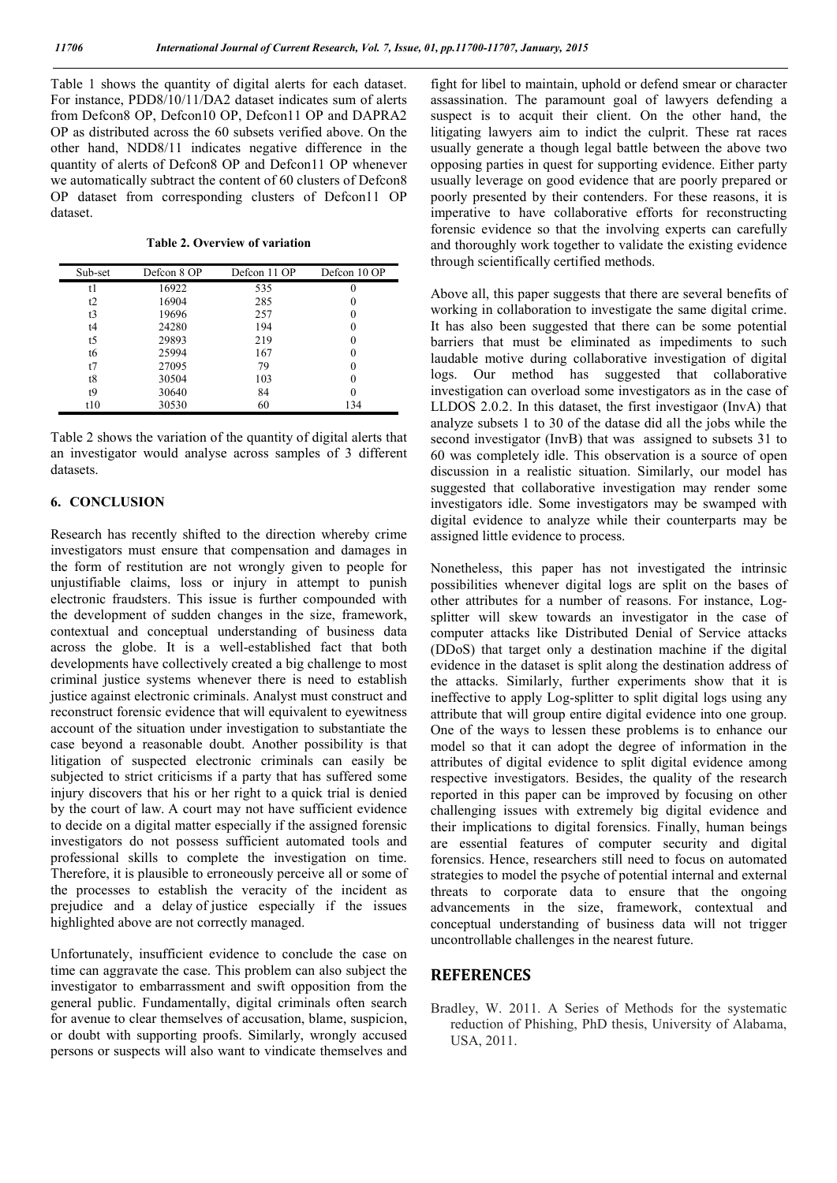Table 1 shows the quantity of digital alerts for each dataset. For instance, PDD8/10/11/DA2 dataset indicates sum of alerts from Defcon8 OP, Defcon10 OP, Defcon11 OP and DAPRA2 OP as distributed across the 60 subsets verified above. On the other hand, NDD8/11 indicates negative difference in the quantity of alerts of Defcon8 OP and Defcon11 OP whenever we automatically subtract the content of 60 clusters of Defcon8 OP dataset from corresponding clusters of Defcon11 OP dataset.

**Table 2. Overview of variation**

| Sub-set | Defcon 8 OP | Defcon 11 OP | Defcon 10 OP |
|---|---|---|---|
| t1 | 16922 | 535 | 0 |
| t2 | 16904 | 285 | 0 |
| t3 | 19696 | 257 | 0 |
| t4 | 24280 | 194 | 0 |
| t5 | 29893 | 219 | 0 |
| t6 | 25994 | 167 | 0 |
| t7 | 27095 | 79 | 0 |
| t8 | 30504 | 103 | 0 |
| t9 | 30640 | 84 | 0 |
| t10 | 30530 | 60 | 134 |

Table 2 shows the variation of the quantity of digital alerts that an investigator would analyse across samples of 3 different datasets.

## 6. CONCLUSION

Research has recently shifted to the direction whereby crime investigators must ensure that compensation and damages in the form of restitution are not wrongly given to people for unjustifiable claims, loss or injury in attempt to punish electronic fraudsters. This issue is further compounded with the development of sudden changes in the size, framework, contextual and conceptual understanding of business data across the globe. It is a well-established fact that both developments have collectively created a big challenge to most criminal justice systems whenever there is need to establish justice against electronic criminals. Analyst must construct and reconstruct forensic evidence that will equivalent to eyewitness account of the situation under investigation to substantiate the case beyond a reasonable doubt. Another possibility is that litigation of suspected electronic criminals can easily be subjected to strict criticisms if a party that has suffered some injury discovers that his or her right to a quick trial is denied by the court of law. A court may not have sufficient evidence to decide on a digital matter especially if the assigned forensic investigators do not possess sufficient automated tools and professional skills to complete the investigation on time. Therefore, it is plausible to erroneously perceive all or some of the processes to establish the veracity of the incident as prejudice and a delay of justice especially if the issues highlighted above are not correctly managed.

Unfortunately, insufficient evidence to conclude the case on time can aggravate the case. This problem can also subject the investigator to embarrassment and swift opposition from the general public. Fundamentally, digital criminals often search for avenue to clear themselves of accusation, blame, suspicion, or doubt with supporting proofs. Similarly, wrongly accused persons or suspects will also want to vindicate themselves and fight for libel to maintain, uphold or defend smear or character assassination. The paramount goal of lawyers defending a suspect is to acquit their client. On the other hand, the litigating lawyers aim to indict the culprit. These rat races usually generate a though legal battle between the above two opposing parties in quest for supporting evidence. Either party usually leverage on good evidence that are poorly prepared or poorly presented by their contenders. For these reasons, it is imperative to have collaborative efforts for reconstructing forensic evidence so that the involving experts can carefully and thoroughly work together to validate the existing evidence through scientifically certified methods.

Above all, this paper suggests that there are several benefits of working in collaboration to investigate the same digital crime. It has also been suggested that there can be some potential barriers that must be eliminated as impediments to such laudable motive during collaborative investigation of digital logs. Our method has suggested that collaborative investigation can overload some investigators as in the case of LLDOS 2.0.2. In this dataset, the first investigaor (InvA) that analyze subsets 1 to 30 of the datase did all the jobs while the second investigator (InvB) that was assigned to subsets 31 to 60 was completely idle. This observation is a source of open discussion in a realistic situation. Similarly, our model has suggested that collaborative investigation may render some investigators idle. Some investigators may be swamped with digital evidence to analyze while their counterparts may be assigned little evidence to process.

Nonetheless, this paper has not investigated the intrinsic possibilities whenever digital logs are split on the bases of other attributes for a number of reasons. For instance, Log-splitter will skew towards an investigator in the case of computer attacks like Distributed Denial of Service attacks (DDoS) that target only a destination machine if the digital evidence in the dataset is split along the destination address of the attacks. Similarly, further experiments show that it is ineffective to apply Log-splitter to split digital logs using any attribute that will group entire digital evidence into one group. One of the ways to lessen these problems is to enhance our model so that it can adopt the degree of information in the attributes of digital evidence to split digital evidence among respective investigators. Besides, the quality of the research reported in this paper can be improved by focusing on other challenging issues with extremely big digital evidence and their implications to digital forensics. Finally, human beings are essential features of computer security and digital forensics. Hence, researchers still need to focus on automated strategies to model the psyche of potential internal and external threats to corporate data to ensure that the ongoing advancements in the size, framework, contextual and conceptual understanding of business data will not trigger uncontrollable challenges in the nearest future.

## REFERENCES

Bradley, W. 2011. A Series of Methods for the systematic reduction of Phishing, PhD thesis, University of Alabama, USA, 2011.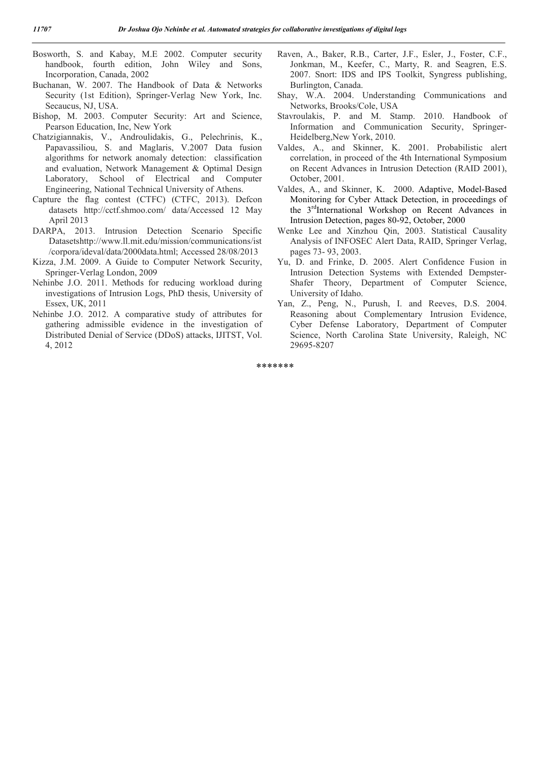Bosworth, S. and Kabay, M.E 2002. Computer security handbook, fourth edition, John Wiley and Sons, Incorporation, Canada, 2002

Buchanan, W. 2007. The Handbook of Data & Networks Security (1st Edition), Springer-Verlag New York, Inc. Secaucus, NJ, USA.

Bishop, M. 2003. Computer Security: Art and Science, Pearson Education, Inc, New York

Chatzigiannakis, V., Androulidakis, G., Pelechrinis, K., Papavassiliou, S. and Maglaris, V.2007 Data fusion algorithms for network anomaly detection: classification and evaluation, Network Management & Optimal Design Laboratory, School of Electrical and Computer Engineering, National Technical University of Athens.

Capture the flag contest (CTFC) (CTFC, 2013). Defcon datasets http://cctf.shmoo.com/ data/Accessed 12 May April 2013

DARPA, 2013. Intrusion Detection Scenario Specific Datasetshttp://www.ll.mit.edu/mission/communications/ist/corpora/ideval/data/2000data.html; Accessed 28/08/2013

Kizza, J.M. 2009. A Guide to Computer Network Security, Springer-Verlag London, 2009

Nehinbe J.O. 2011. Methods for reducing workload during investigations of Intrusion Logs, PhD thesis, University of Essex, UK, 2011

Nehinbe J.O. 2012. A comparative study of attributes for gathering admissible evidence in the investigation of Distributed Denial of Service (DDoS) attacks, IJITST, Vol. 4, 2012

Raven, A., Baker, R.B., Carter, J.F., Esler, J., Foster, C.F., Jonkman, M., Keefer, C., Marty, R. and Seagren, E.S. 2007. Snort: IDS and IPS Toolkit, Syngress publishing, Burlington, Canada.

Shay, W.A. 2004. Understanding Communications and Networks, Brooks/Cole, USA

Stavroulakis, P. and M. Stamp. 2010. Handbook of Information and Communication Security, Springer-Heidelberg,New York, 2010.

Valdes, A., and Skinner, K. 2001. Probabilistic alert correlation, in proceed of the 4th International Symposium on Recent Advances in Intrusion Detection (RAID 2001), October, 2001.

Valdes, A., and Skinner, K. 2000. Adaptive, Model-Based Monitoring for Cyber Attack Detection, in proceedings of the 3rdInternational Workshop on Recent Advances in Intrusion Detection, pages 80-92, October, 2000

Wenke Lee and Xinzhou Qin, 2003. Statistical Causality Analysis of INFOSEC Alert Data, RAID, Springer Verlag, pages 73- 93, 2003.

Yu, D. and Frinke, D. 2005. Alert Confidence Fusion in Intrusion Detection Systems with Extended Dempster-Shafer Theory, Department of Computer Science, University of Idaho.

Yan, Z., Peng, N., Purush, I. and Reeves, D.S. 2004. Reasoning about Complementary Intrusion Evidence, Cyber Defense Laboratory, Department of Computer Science, North Carolina State University, Raleigh, NC 29695-8207

*******